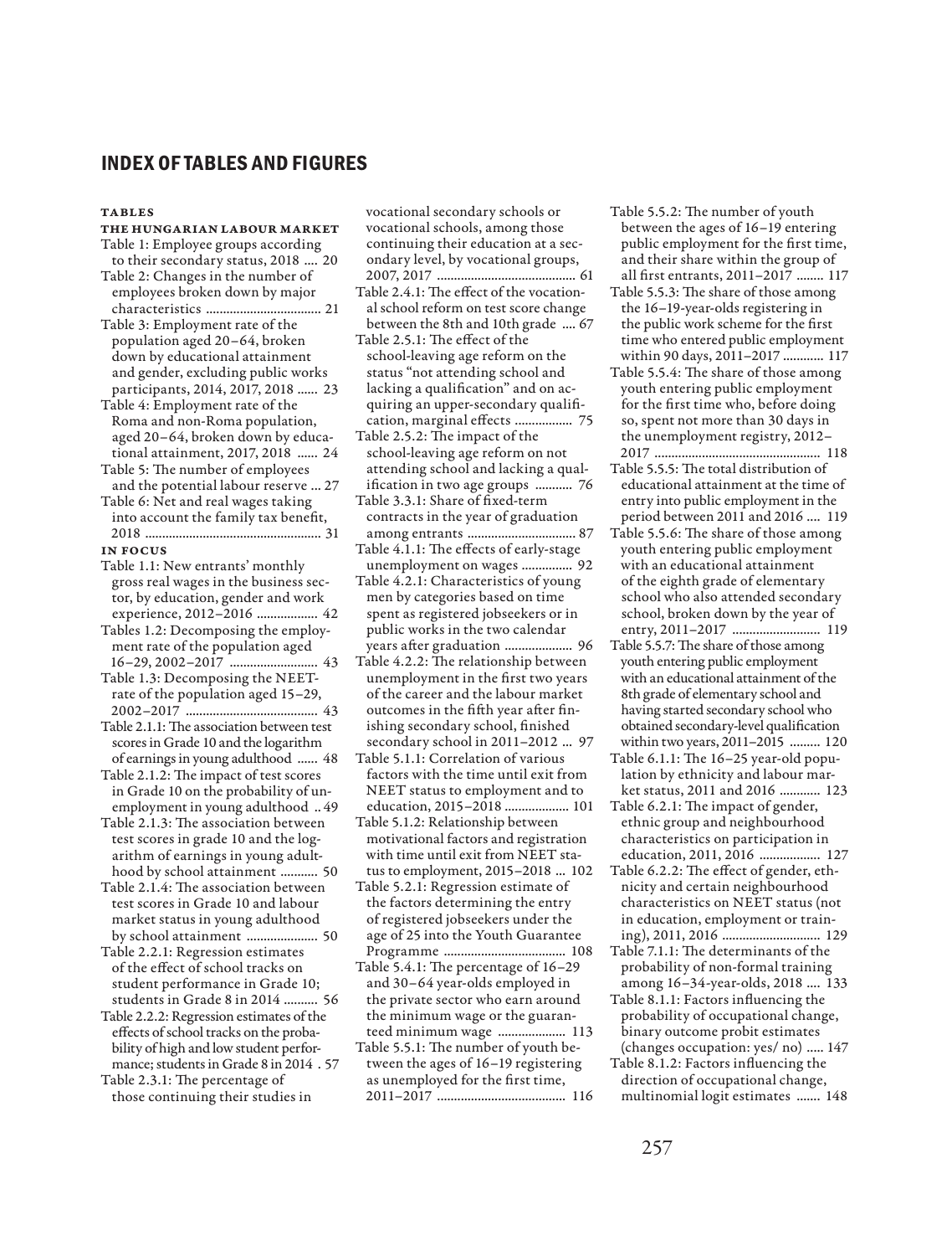# INDEX OF TABLES AND FIGURES

## TABLES

### THE HUNGARIAN LABOUR MARKET

Table 1: Employee groups according to their secondary status, 2018 .... 20

Table 2: Changes in the number of employees broken down by major characteristics .................................. 21

Table 3: Employment rate of the population aged 20–64, broken down by educational attainment and gender, excluding public works participants, 2014, 2017, 2018 ...... 23

Table 4: Employment rate of the Roma and non-Roma population, aged 20–64, broken down by educational attainment, 2017, 2018 ...... 24

Table 5: The number of employees and the potential labour reserve ... 27

Table 6: Net and real wages taking into account the family tax benefit, 2018 .................................................... 31

### IN FOCUS

Table 1.1: New entrants' monthly gross real wages in the business sector, by education, gender and work experience, 2012–2016 .................. 42

Tables 1.2: Decomposing the employment rate of the population aged 16–29, 2002–2017 .......................... 43

Table 1.3: Decomposing the NEET-rate of the population aged 15–29, 2002–2017 ....................................... 43

Table 2.1.1: The association between test scores in Grade 10 and the logarithm of earnings in young adulthood ...... 48

Table 2.1.2: The impact of test scores in Grade 10 on the probability of unemployment in young adulthood .. 49

Table 2.1.3: The association between test scores in grade 10 and the logarithm of earnings in young adulthood by school attainment ........... 50

Table 2.1.4: The association between test scores in Grade 10 and labour market status in young adulthood by school attainment ..................... 50

Table 2.2.1: Regression estimates of the effect of school tracks on student performance in Grade 10; students in Grade 8 in 2014 .......... 56

Table 2.2.2: Regression estimates of the effects of school tracks on the probability of high and low student performance; students in Grade 8 in 2014 . 57

Table 2.3.1: The percentage of those continuing their studies in vocational secondary schools or vocational schools, among those continuing their education at a secondary level, by vocational groups, 2007, 2017 ......................................... 61

Table 2.4.1: The effect of the vocational school reform on test score change between the 8th and 10th grade .... 67

Table 2.5.1: The effect of the school-leaving age reform on the status "not attending school and lacking a qualification" and on acquiring an upper-secondary qualification, marginal effects ................. 75

Table 2.5.2: The impact of the school-leaving age reform on not attending school and lacking a qualification in two age groups ........... 76

Table 3.3.1: Share of fixed-term contracts in the year of graduation among entrants ................................ 87

Table 4.1.1: The effects of early-stage unemployment on wages ............... 92

Table 4.2.1: Characteristics of young men by categories based on time spent as registered jobseekers or in public works in the two calendar years after graduation .................... 96

Table 4.2.2: The relationship between unemployment in the first two years of the career and the labour market outcomes in the fifth year after finishing secondary school, finished secondary school in 2011–2012 ... 97

Table 5.1.1: Correlation of various factors with the time until exit from NEET status to employment and to education, 2015–2018 ................... 101

Table 5.1.2: Relationship between motivational factors and registration with time until exit from NEET status to employment, 2015–2018 ... 102

Table 5.2.1: Regression estimate of the factors determining the entry of registered jobseekers under the age of 25 into the Youth Guarantee Programme ................................... 108

Table 5.4.1: The percentage of 16–29 and 30–64 year-olds employed in the private sector who earn around the minimum wage or the guaranteed minimum wage .................... 113

Table 5.5.1: The number of youth between the ages of 16–19 registering as unemployed for the first time, 2011–2017 ...................................... 116

Table 5.5.2: The number of youth between the ages of 16–19 entering public employment for the first time, and their share within the group of all first entrants, 2011–2017 ........ 117

Table 5.5.3: The share of those among the 16–19-year-olds registering in the public work scheme for the first time who entered public employment within 90 days, 2011–2017 ............ 117

Table 5.5.4: The share of those among youth entering public employment for the first time who, before doing so, spent not more than 30 days in the unemployment registry, 2012–2017 ................................................. 118

Table 5.5.5: The total distribution of educational attainment at the time of entry into public employment in the period between 2011 and 2016 .... 119

Table 5.5.6: The share of those among youth entering public employment with an educational attainment of the eighth grade of elementary school who also attended secondary school, broken down by the year of entry, 2011–2017 .......................... 119

Table 5.5.7: The share of those among youth entering public employment with an educational attainment of the 8th grade of elementary school and having started secondary school who obtained secondary-level qualification within two years, 2011–2015 ......... 120

Table 6.1.1: The 16–25 year-old population by ethnicity and labour market status, 2011 and 2016 ............ 123

Table 6.2.1: The impact of gender, ethnic group and neighbourhood characteristics on participation in education, 2011, 2016 .................. 127

Table 6.2.2: The effect of gender, ethnicity and certain neighbourhood characteristics on NEET status (not in education, employment or training), 2011, 2016 ............................ 129

Table 7.1.1: The determinants of the probability of non-formal training among 16–34-year-olds, 2018 .... 133

Table 8.1.1: Factors influencing the probability of occupational change, binary outcome probit estimates (changes occupation: yes/ no) ..... 147

Table 8.1.2: Factors influencing the direction of occupational change, multinomial logit estimates ....... 148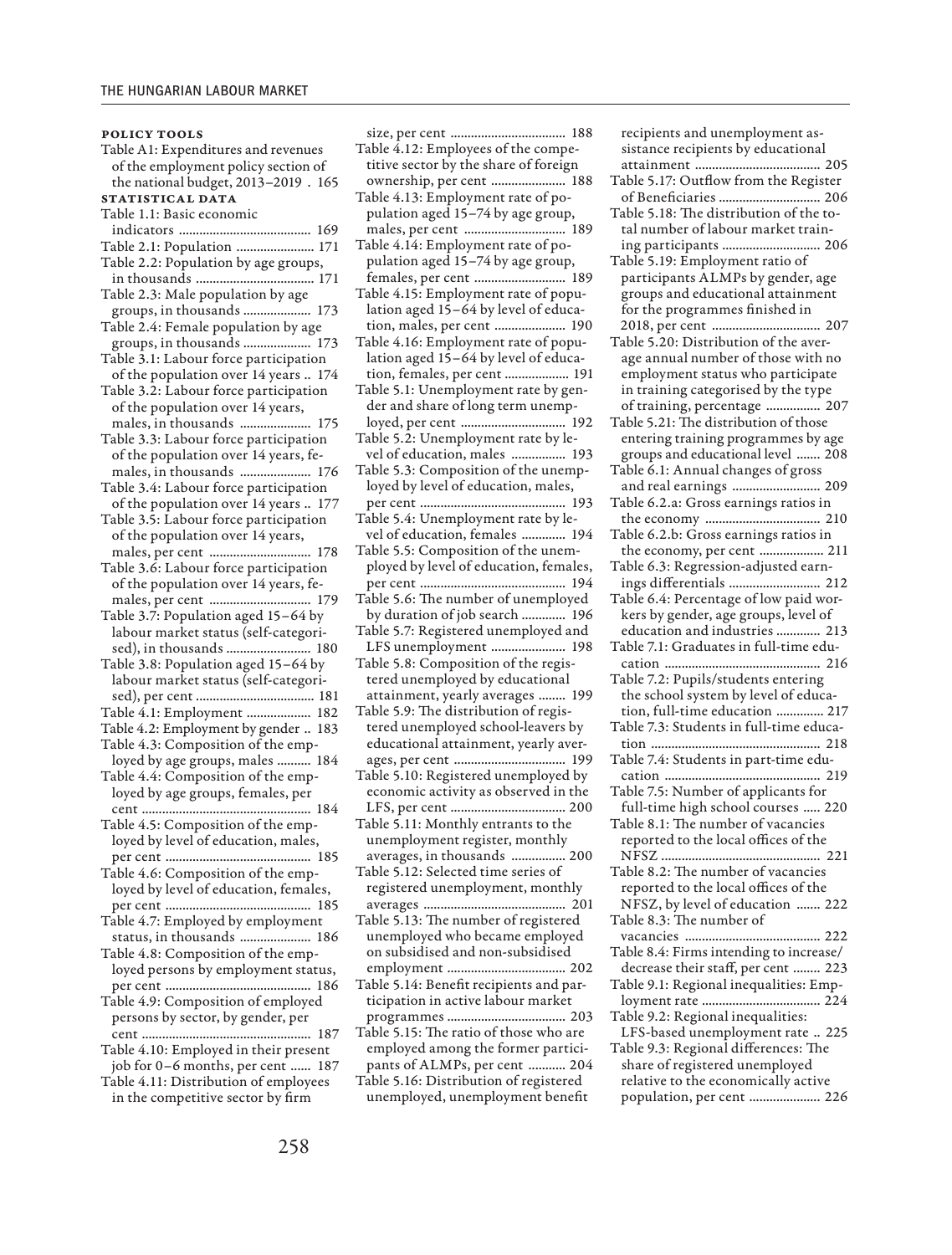### POLICY TOOLS

Table A1: Expenditures and revenues of the employment policy section of the national budget, 2013–2019 . 165

### STATISTICAL DATA

Table 1.1: Basic economic indicators ....................................... 169
Table 2.1: Population ....................... 171
Table 2.2: Population by age groups, in thousands .................................. 171
Table 2.3: Male population by age groups, in thousands .................... 173
Table 2.4: Female population by age groups, in thousands .................... 173
Table 3.1: Labour force participation of the population over 14 years .. 174
Table 3.2: Labour force participation of the population over 14 years, males, in thousands ..................... 175
Table 3.3: Labour force participation of the population over 14 years, females, in thousands ..................... 176
Table 3.4: Labour force participation of the population over 14 years .. 177
Table 3.5: Labour force participation of the population over 14 years, males, per cent ............................. 178
Table 3.6: Labour force participation of the population over 14 years, females, per cent ............................. 179
Table 3.7: Population aged 15–64 by labour market status (self-categorised), in thousands ......................... 180
Table 3.8: Population aged 15–64 by labour market status (self-categorised), per cent .................................. 181
Table 4.1: Employment ................... 182
Table 4.2: Employment by gender .. 183
Table 4.3: Composition of the employed by age groups, males .......... 184
Table 4.4: Composition of the employed by age groups, females, per cent ................................................ 184
Table 4.5: Composition of the employed by level of education, males, per cent .......................................... 185
Table 4.6: Composition of the employed by level of education, females, per cent .......................................... 185
Table 4.7: Employed by employment status, in thousands ..................... 186
Table 4.8: Composition of the employed persons by employment status, per cent .......................................... 186
Table 4.9: Composition of employed persons by sector, by gender, per cent ................................................ 187
Table 4.10: Employed in their present job for 0–6 months, per cent ...... 187
Table 4.11: Distribution of employees in the competitive sector by firm size, per cent ................................. 188
Table 4.12: Employees of the competitive sector by the share of foreign ownership, per cent ...................... 188
Table 4.13: Employment rate of population aged 15–74 by age group, males, per cent ............................. 189
Table 4.14: Employment rate of population aged 15–74 by age group, females, per cent .......................... 189
Table 4.15: Employment rate of population aged 15–64 by level of education, males, per cent ..................... 190
Table 4.16: Employment rate of population aged 15–64 by level of education, females, per cent ................... 191
Table 5.1: Unemployment rate by gender and share of long term unemployed, per cent .............................. 192
Table 5.2: Unemployment rate by level of education, males ................ 193
Table 5.3: Composition of the unemployed by level of education, males, per cent .......................................... 193
Table 5.4: Unemployment rate by level of education, females ............. 194
Table 5.5: Composition of the unemployed by level of education, females, per cent .......................................... 194
Table 5.6: The number of unemployed by duration of job search ............. 196
Table 5.7: Registered unemployed and LFS unemployment ...................... 198
Table 5.8: Composition of the registered unemployed by educational attainment, yearly averages ........ 199
Table 5.9: The distribution of registered unemployed school-leavers by educational attainment, yearly averages, per cent ................................. 199
Table 5.10: Registered unemployed by economic activity as observed in the LFS, per cent ................................. 200
Table 5.11: Monthly entrants to the unemployment register, monthly averages, in thousands ................ 200
Table 5.12: Selected time series of registered unemployment, monthly averages ......................................... 201
Table 5.13: The number of registered unemployed who became employed on subsidised and non-subsidised employment ................................... 202
Table 5.14: Benefit recipients and participation in active labour market programmes .................................. 203
Table 5.15: The ratio of those who are employed among the former participants of ALMPs, per cent ........... 204
Table 5.16: Distribution of registered unemployed, unemployment benefit recipients and unemployment assistance recipients by educational attainment ..................................... 205
Table 5.17: Outflow from the Register of Beneficiaries .............................. 206
Table 5.18: The distribution of the total number of labour market training participants ............................. 206
Table 5.19: Employment ratio of participants ALMPs by gender, age groups and educational attainment for the programmes finished in 2018, per cent ................................ 207
Table 5.20: Distribution of the average annual number of those with no employment status who participate in training categorised by the type of training, percentage ................ 207
Table 5.21: The distribution of those entering training programmes by age groups and educational level ....... 208
Table 6.1: Annual changes of gross and real earnings .......................... 209
Table 6.2.a: Gross earnings ratios in the economy .................................. 210
Table 6.2.b: Gross earnings ratios in the economy, per cent ................... 211
Table 6.3: Regression-adjusted earnings differentials ........................... 212
Table 6.4: Percentage of low paid workers by gender, age groups, level of education and industries ............. 213
Table 7.1: Graduates in full-time education ............................................. 216
Table 7.2: Pupils/students entering the school system by level of education, full-time education .............. 217
Table 7.3: Students in full-time education .................................................. 218
Table 7.4: Students in part-time education .............................................. 219
Table 7.5: Number of applicants for full-time high school courses ..... 220
Table 8.1: The number of vacancies reported to the local offices of the NFSZ .............................................. 221
Table 8.2: The number of vacancies reported to the local offices of the NFSZ, by level of education ....... 222
Table 8.3: The number of vacancies ........................................ 222
Table 8.4: Firms intending to increase/decrease their staff, per cent ........ 223
Table 9.1: Regional inequalities: Employment rate .................................. 224
Table 9.2: Regional inequalities: LFS-based unemployment rate .. 225
Table 9.3: Regional differences: The share of registered unemployed relative to the economically active population, per cent ..................... 226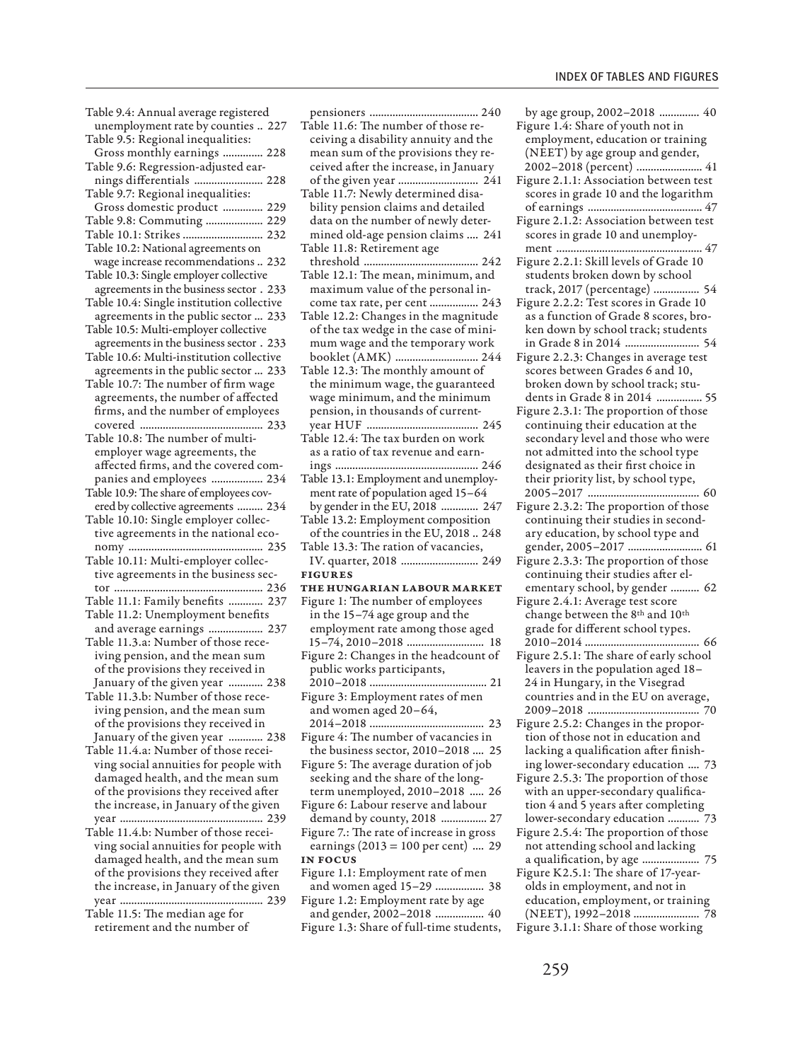Table 9.4: Annual average registered unemployment rate by counties .. 227
Table 9.5: Regional inequalities: Gross monthly earnings .............. 228
Table 9.6: Regression-adjusted earnings differentials ........................ 228
Table 9.7: Regional inequalities: Gross domestic product .............. 229
Table 9.8: Commuting .................... 229
Table 10.1: Strikes ............................ 232
Table 10.2: National agreements on wage increase recommendations .. 232
Table 10.3: Single employer collective agreements in the business sector . 233
Table 10.4: Single institution collective agreements in the public sector ... 233
Table 10.5: Multi-employer collective agreements in the business sector . 233
Table 10.6: Multi-institution collective agreements in the public sector ... 233
Table 10.7: The number of firm wage agreements, the number of affected firms, and the number of employees covered ........................................... 233
Table 10.8: The number of multi-employer wage agreements, the affected firms, and the covered companies and employees .................. 234
Table 10.9: The share of employees covered by collective agreements ......... 234
Table 10.10: Single employer collective agreements in the national economy .............................................. 235
Table 10.11: Multi-employer collective agreements in the business sector .................................................... 236
Table 11.1: Family benefits ............ 237
Table 11.2: Unemployment benefits and average earnings ................... 237
Table 11.3.a: Number of those receiving pension, and the mean sum of the provisions they received in January of the given year ............ 238
Table 11.3.b: Number of those receiving pension, and the mean sum of the provisions they received in January of the given year ............ 238
Table 11.4.a: Number of those receiving social annuities for people with damaged health, and the mean sum of the provisions they received after the increase, in January of the given year .................................................. 239
Table 11.4.b: Number of those receiving social annuities for people with damaged health, and the mean sum of the provisions they received after the increase, in January of the given year .................................................. 239
Table 11.5: The median age for retirement and the number of pensioners ...................................... 240
Table 11.6: The number of those receiving a disability annuity and the mean sum of the provisions they received after the increase, in January of the given year ............................ 241
Table 11.7: Newly determined disability pension claims and detailed data on the number of newly determined old-age pension claims .... 241
Table 11.8: Retirement age threshold ........................................ 242
Table 12.1: The mean, minimum, and maximum value of the personal income tax rate, per cent ................. 243
Table 12.2: Changes in the magnitude of the tax wedge in the case of minimum wage and the temporary work booklet (AMK) ............................. 244
Table 12.3: The monthly amount of the minimum wage, the guaranteed wage minimum, and the minimum pension, in thousands of current-year HUF ....................................... 245
Table 12.4: The tax burden on work as a ratio of tax revenue and earnings .................................................. 246
Table 13.1: Employment and unemployment rate of population aged 15–64 by gender in the EU, 2018 ............. 247
Table 13.2: Employment composition of the countries in the EU, 2018 .. 248
Table 13.3: The ration of vacancies, IV. quarter, 2018 ........................... 249

**FIGURES**

**THE HUNGARIAN LABOUR MARKET**

Figure 1: The number of employees in the 15–74 age group and the employment rate among those aged 15–74, 2010–2018 ........................... 18
Figure 2: Changes in the headcount of public works participants, 2010–2018 ......................................... 21
Figure 3: Employment rates of men and women aged 20–64, 2014–2018 ........................................ 23
Figure 4: The number of vacancies in the business sector, 2010–2018 .... 25
Figure 5: The average duration of job seeking and the share of the long-term unemployed, 2010–2018 ..... 26
Figure 6: Labour reserve and labour demand by county, 2018 ................ 27
Figure 7.: The rate of increase in gross earnings (2013 = 100 per cent) .... 29

**IN FOCUS**

Figure 1.1: Employment rate of men and women aged 15–29 ................. 38
Figure 1.2: Employment rate by age and gender, 2002–2018 ................. 40
Figure 1.3: Share of full-time students, by age group, 2002–2018 .............. 40
Figure 1.4: Share of youth not in employment, education or training (NEET) by age group and gender, 2002–2018 (percent) ....................... 41
Figure 2.1.1: Association between test scores in grade 10 and the logarithm of earnings ........................................ 47
Figure 2.1.2: Association between test scores in grade 10 and unemployment ................................................... 47
Figure 2.2.1: Skill levels of Grade 10 students broken down by school track, 2017 (percentage) ................ 54
Figure 2.2.2: Test scores in Grade 10 as a function of Grade 8 scores, broken down by school track; students in Grade 8 in 2014 .......................... 54
Figure 2.2.3: Changes in average test scores between Grades 6 and 10, broken down by school track; students in Grade 8 in 2014 ................ 55
Figure 2.3.1: The proportion of those continuing their education at the secondary level and those who were not admitted into the school type designated as their first choice in their priority list, by school type, 2005–2017 ....................................... 60
Figure 2.3.2: The proportion of those continuing their studies in secondary education, by school type and gender, 2005–2017 .......................... 61
Figure 2.3.3: The proportion of those continuing their studies after elementary school, by gender .......... 62
Figure 2.4.1: Average test score change between the 8th and 10th grade for different school types. 2010–2014 ........................................ 66
Figure 2.5.1: The share of early school leavers in the population aged 18–24 in Hungary, in the Visegrad countries and in the EU on average, 2009–2018 ....................................... 70
Figure 2.5.2: Changes in the proportion of those not in education and lacking a qualification after finishing lower-secondary education .... 73
Figure 2.5.3: The proportion of those with an upper-secondary qualification 4 and 5 years after completing lower-secondary education ........... 73
Figure 2.5.4: The proportion of those not attending school and lacking a qualification, by age .................... 75
Figure K2.5.1: The share of 17-year-olds in employment, and not in education, employment, or training (NEET), 1992–2018 ....................... 78
Figure 3.1.1: Share of those working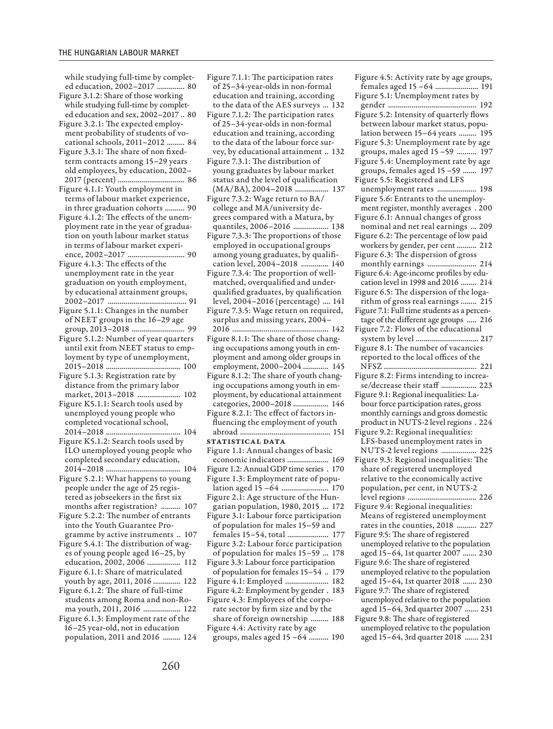while studying full-time by completed education, 2002–2017 .............. 80

Figure 3.1.2: Share of those working while studying full-time by completed education and sex, 2002–2017 .. 80

Figure 3.2.1: The expected employment probability of students of vocational schools, 2011–2012 ......... 84

Figure 3.3.1: The share of non fixed-term contracts among 15–29 years old employees, by education, 2002–2017 (percent) .................................. 86

Figure 4.1.1: Youth employment in terms of labour market experience, in three graduation cohorts .......... 90

Figure 4.1.2: The effects of the unemployment rate in the year of graduation on youth labour market status in terms of labour market experience, 2002–2017 ............................. 90

Figure 4.1.3: The effects of the unemployment rate in the year graduation on youth employment, by educational attainment groups, 2002–2017 ........................................ 91

Figure 5.1.1: Changes in the number of NEET groups in the 16–29 age group, 2013–2018 ........................... 99

Figure 5.1.2: Number of year quarters until exit from NEET status to employment by type of unemployment, 2015–2018 ...................................... 100

Figure 5.1.3: Registration rate by distance from the primary labor market, 2013–2018 ...................... 102

Figure K5.1.1: Search tools used by unemployed young people who completed vocational school, 2014–2018 ...................................... 104

Figure K5.1.2: Search tools used by ILO unemployed young people who completed secondary education, 2014–2018 ...................................... 104

Figure 5.2.1: What happens to young people under the age of 25 registered as jobseekers in the first six months after registration? .......... 107

Figure 5.2.2: The number of entrants into the Youth Guarantee Programme by active instruments .. 107

Figure 5.4.1: The distribution of wages of young people aged 16–25, by education, 2002, 2006 ................. 112

Figure 6.1.1: Share of matriculated youth by age, 2011, 2016 .............. 122

Figure 6.1.2: The share of full-time students among Roma and non-Roma youth, 2011, 2016 ................... 122

Figure 6.1.3: Employment rate of the 16–25 year-old, not in education population, 2011 and 2016 ......... 124

Figure 7.1.1: The participation rates of 25–34-year-olds in non-formal education and training, according to the data of the AES surveys ... 132

Figure 7.1.2: The participation rates of 25–34-year-olds in non-formal education and training, according to the data of the labour force survey, by educational attainment .. 132

Figure 7.3.1: The distribution of young graduates by labour market status and the level of qualification (MA/BA), 2004–2018 ................. 137

Figure 7.3.2: Wage return to BA/college and MA/university degrees compared with a Matura, by quantiles, 2006–2016 .................. 138

Figure 7.3.3: The proportions of those employed in occupational groups among young graduates, by qualification level, 2004–2018 .............. 140

Figure 7.3.4: The proportion of well-matched, overqualified and underqualified graduates, by qualification level, 2004–2016 (percentage) .... 141

Figure 7.3.5: Wage return on required, surplus and missing years, 2004–2016 ................................................ 142

Figure 8.1.1: The share of those changing occupations among youth in employment and among older groups in employment, 2000–2004 ............. 145

Figure 8.1.2: The share of youth changing occupations among youth in employment, by educational attainment categories, 2000–2018 .................. 146

Figure 8.2.1: The effect of factors influencing the employment of youth abroad ............................................. 151

**STATISTICAL DATA**

Figure 1.1: Annual changes of basic economic indicators ..................... 169

Figure 1.2: Annual GDP time series . 170

Figure 1.3: Employment rate of population aged 15 –64 ........................ 170

Figure 2.1: Age structure of the Hungarian population, 1980, 2015 ... 172

Figure 3.1: Labour force participation of population for males 15–59 and females 15–54, total ..................... 177

Figure 3.2: Labour force participation of population for males 15–59 ... 178

Figure 3.3: Labour force participation of population for females 15–54 .. 179

Figure 4.1: Employed ...................... 182

Figure 4.2: Employment by gender . 183

Figure 4.3: Employees of the corporate sector by firm size and by the share of foreign ownership ......... 188

Figure 4.4: Activity rate by age groups, males aged 15 –64 .......... 190

Figure 4.5: Activity rate by age groups, females aged 15 –64 ...................... 191

Figure 5.1: Unemployment rates by gender ............................................ 192

Figure 5.2: Intensity of quarterly flows between labour market status, population between 15–64 years ......... 195

Figure 5.3: Unemployment rate by age groups, males aged 15 –59 .......... 197

Figure 5.4: Unemployment rate by age groups, females aged 15 –59 ....... 197

Figure 5.5: Registered and LFS unemployment rates .................... 198

Figure 5.6: Entrants to the unemployment register, monthly averages . 200

Figure 6.1: Annual changes of gross nominal and net real earnings ... 209

Figure 6.2: The percentage of low paid workers by gender, per cent .......... 212

Figure 6.3: The dispersion of gross monthly earnings ......................... 214

Figure 6.4: Age-income profiles by education level in 1998 and 2016 ........ 214

Figure 6.5: The dispersion of the logarithm of gross real earnings ........ 215

Figure 7.1: Full time students as a percentage of the different age groups ..... 216

Figure 7.2: Flows of the educational system by level ................................ 217

Figure 8.1: The number of vacancies reported to the local offices of the NFSZ ............................................... 221

Figure 8.2: Firms intending to increase/decrease their staff .................. 223

Figure 9.1: Regional inequalities: Labour force participation rates, gross monthly earnings and gross domestic product in NUTS-2 level regions . 224

Figure 9.2: Regional inequalities: LFS-based unemployment rates in NUTS-2 level regions .................. 225

Figure 9.3: Regional inequalities: The share of registered unemployed relative to the economically active population, per cent, in NUTS-2 level regions .................................. 226

Figure 9.4: Regional inequalities: Means of registered unemployment rates in the counties, 2018 .......... 227

Figure 9.5: The share of registered unemployed relative to the population aged 15–64, 1st quarter 2007 ....... 230

Figure 9.6: The share of registered unemployed relative to the population aged 15–64, 1st quarter 2018 ....... 230

Figure 9.7: The share of registered unemployed relative to the population aged 15–64, 3rd quarter 2007 ....... 231

Figure 9.8: The share of registered unemployed relative to the population aged 15–64, 3rd quarter 2018 ....... 231